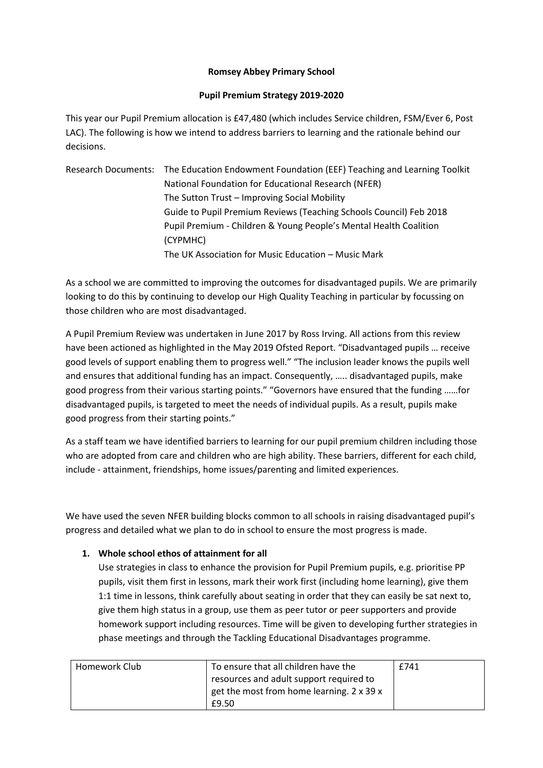**Romsey Abbey Primary School**

**Pupil Premium Strategy 2019-2020**

This year our Pupil Premium allocation is £47,480 (which includes Service children, FSM/Ever 6, Post LAC). The following is how we intend to address barriers to learning and the rationale behind our decisions.

Research Documents: The Education Endowment Foundation (EEF) Teaching and Learning Toolkit
National Foundation for Educational Research (NFER)
The Sutton Trust – Improving Social Mobility
Guide to Pupil Premium Reviews (Teaching Schools Council) Feb 2018
Pupil Premium - Children & Young People's Mental Health Coalition (CYPMHC)
The UK Association for Music Education – Music Mark

As a school we are committed to improving the outcomes for disadvantaged pupils. We are primarily looking to do this by continuing to develop our High Quality Teaching in particular by focussing on those children who are most disadvantaged.

A Pupil Premium Review was undertaken in June 2017 by Ross Irving. All actions from this review have been actioned as highlighted in the May 2019 Ofsted Report. "Disadvantaged pupils … receive good levels of support enabling them to progress well." "The inclusion leader knows the pupils well and ensures that additional funding has an impact. Consequently, ….. disadvantaged pupils, make good progress from their various starting points." "Governors have ensured that the funding ……for disadvantaged pupils, is targeted to meet the needs of individual pupils. As a result, pupils make good progress from their starting points."

As a staff team we have identified barriers to learning for our pupil premium children including those who are adopted from care and children who are high ability. These barriers, different for each child, include - attainment, friendships, home issues/parenting and limited experiences.

We have used the seven NFER building blocks common to all schools in raising disadvantaged pupil's progress and detailed what we plan to do in school to ensure the most progress is made.

1. **Whole school ethos of attainment for all**

   Use strategies in class to enhance the provision for Pupil Premium pupils, e.g. prioritise PP pupils, visit them first in lessons, mark their work first (including home learning), give them 1:1 time in lessons, think carefully about seating in order that they can easily be sat next to, give them high status in a group, use them as peer tutor or peer supporters and provide homework support including resources. Time will be given to developing further strategies in phase meetings and through the Tackling Educational Disadvantages programme.

| Homework Club | To ensure that all children have the resources and adult support required to get the most from home learning. 2 x 39 x £9.50 | £741 |
|---|---|---|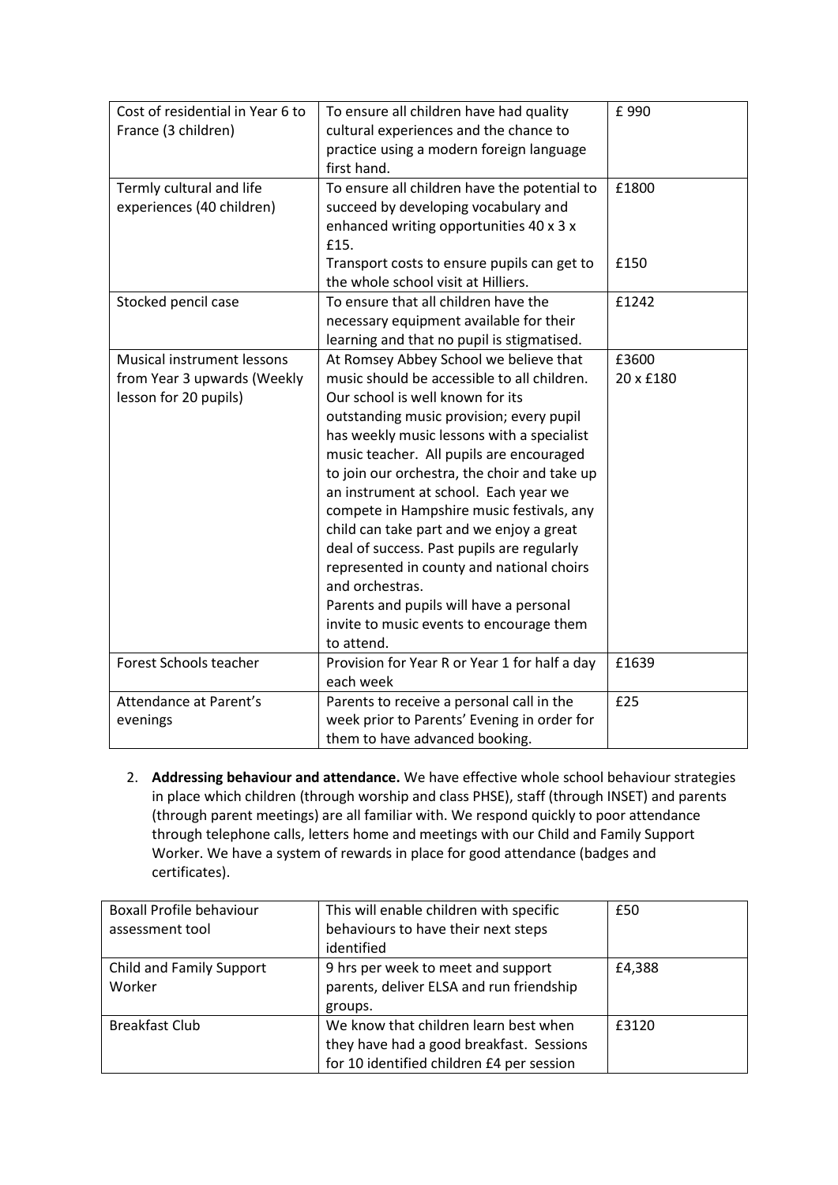| Cost of residential in Year 6 to France (3 children) | To ensure all children have had quality cultural experiences and the chance to practice using a modern foreign language first hand. | £ 990 |
|---|---|---|
| Termly cultural and life experiences (40 children) | To ensure all children have the potential to succeed by developing vocabulary and enhanced writing opportunities 40 x 3 x £15.<br>Transport costs to ensure pupils can get to the whole school visit at Hilliers. | £1800<br><br>£150 |
| Stocked pencil case | To ensure that all children have the necessary equipment available for their learning and that no pupil is stigmatised. | £1242 |
| Musical instrument lessons from Year 3 upwards (Weekly lesson for 20 pupils) | At Romsey Abbey School we believe that music should be accessible to all children. Our school is well known for its outstanding music provision; every pupil has weekly music lessons with a specialist music teacher. All pupils are encouraged to join our orchestra, the choir and take up an instrument at school. Each year we compete in Hampshire music festivals, any child can take part and we enjoy a great deal of success. Past pupils are regularly represented in county and national choirs and orchestras.<br>Parents and pupils will have a personal invite to music events to encourage them to attend. | £3600<br>20 x £180 |
| Forest Schools teacher | Provision for Year R or Year 1 for half a day each week | £1639 |
| Attendance at Parent's evenings | Parents to receive a personal call in the week prior to Parents' Evening in order for them to have advanced booking. | £25 |

2. **Addressing behaviour and attendance.** We have effective whole school behaviour strategies in place which children (through worship and class PHSE), staff (through INSET) and parents (through parent meetings) are all familiar with. We respond quickly to poor attendance through telephone calls, letters home and meetings with our Child and Family Support Worker. We have a system of rewards in place for good attendance (badges and certificates).

| Boxall Profile behaviour assessment tool | This will enable children with specific behaviours to have their next steps identified | £50 |
|---|---|---|
| Child and Family Support Worker | 9 hrs per week to meet and support parents, deliver ELSA and run friendship groups. | £4,388 |
| Breakfast Club | We know that children learn best when they have had a good breakfast. Sessions for 10 identified children £4 per session | £3120 |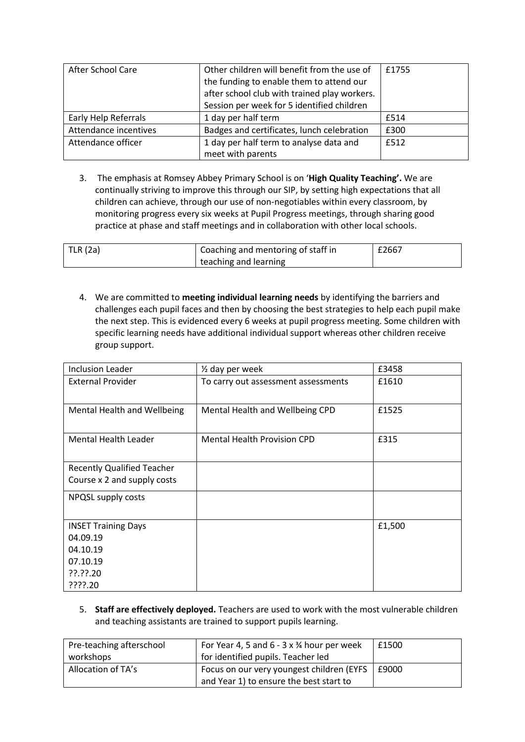| After School Care | Other children will benefit from the use of the funding to enable them to attend our after school club with trained play workers. Session per week for 5 identified children | £1755 |
|---|---|---|
| Early Help Referrals | 1 day per half term | £514 |
| Attendance incentives | Badges and certificates, lunch celebration | £300 |
| Attendance officer | 1 day per half term to analyse data and meet with parents | £512 |

3. The emphasis at Romsey Abbey Primary School is on '**High Quality Teaching'.** We are continually striving to improve this through our SIP, by setting high expectations that all children can achieve, through our use of non-negotiables within every classroom, by monitoring progress every six weeks at Pupil Progress meetings, through sharing good practice at phase and staff meetings and in collaboration with other local schools.

| TLR (2a) | Coaching and mentoring of staff in teaching and learning | £2667 |
|---|---|---|

4. We are committed to **meeting individual learning needs** by identifying the barriers and challenges each pupil faces and then by choosing the best strategies to help each pupil make the next step. This is evidenced every 6 weeks at pupil progress meeting. Some children with specific learning needs have additional individual support whereas other children receive group support.

| Inclusion Leader | ½ day per week | £3458 |
|---|---|---|
| External Provider | To carry out assessment assessments | £1610 |
| Mental Health and Wellbeing | Mental Health and Wellbeing CPD | £1525 |
| Mental Health Leader | Mental Health Provision CPD | £315 |
| Recently Qualified Teacher Course x 2 and supply costs | | |
| NPQSL supply costs | | |
| INSET Training Days<br>04.09.19<br>04.10.19<br>07.10.19<br>??.??.20<br>????.20 | | £1,500 |

5. **Staff are effectively deployed.** Teachers are used to work with the most vulnerable children and teaching assistants are trained to support pupils learning.

| Pre-teaching afterschool workshops | For Year 4, 5 and 6 - 3 x ¾ hour per week for identified pupils. Teacher led | £1500 |
|---|---|---|
| Allocation of TA's | Focus on our very youngest children (EYFS and Year 1) to ensure the best start to | £9000 |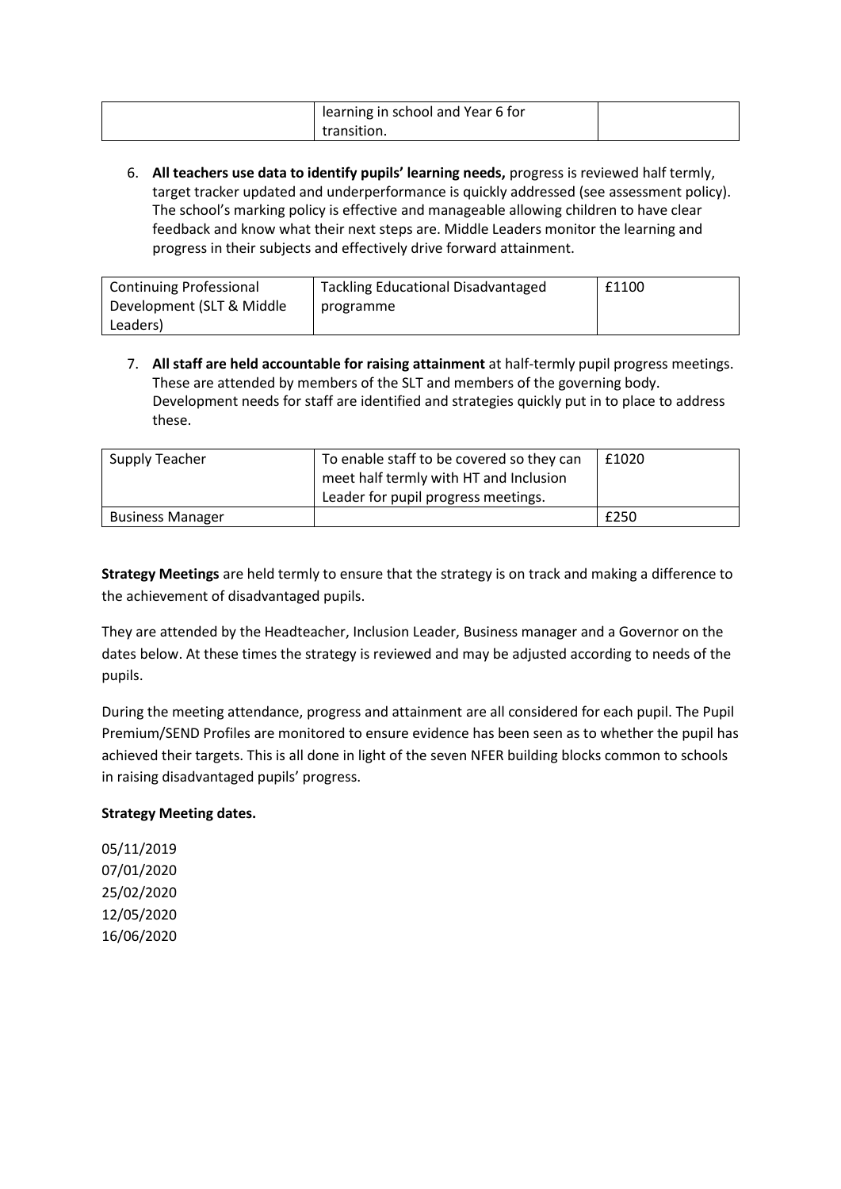| | | |
|---|---|---|
| | learning in school and Year 6 for transition. | |

6. **All teachers use data to identify pupils' learning needs,** progress is reviewed half termly, target tracker updated and underperformance is quickly addressed (see assessment policy). The school's marking policy is effective and manageable allowing children to have clear feedback and know what their next steps are. Middle Leaders monitor the learning and progress in their subjects and effectively drive forward attainment.

| | | |
|---|---|---|
| Continuing Professional Development (SLT & Middle Leaders) | Tackling Educational Disadvantaged programme | £1100 |

7. **All staff are held accountable for raising attainment** at half-termly pupil progress meetings. These are attended by members of the SLT and members of the governing body. Development needs for staff are identified and strategies quickly put in to place to address these.

| | | |
|---|---|---|
| Supply Teacher | To enable staff to be covered so they can meet half termly with HT and Inclusion Leader for pupil progress meetings. | £1020 |
| Business Manager | | £250 |

**Strategy Meetings** are held termly to ensure that the strategy is on track and making a difference to the achievement of disadvantaged pupils.

They are attended by the Headteacher, Inclusion Leader, Business manager and a Governor on the dates below. At these times the strategy is reviewed and may be adjusted according to needs of the pupils.

During the meeting attendance, progress and attainment are all considered for each pupil. The Pupil Premium/SEND Profiles are monitored to ensure evidence has been seen as to whether the pupil has achieved their targets. This is all done in light of the seven NFER building blocks common to schools in raising disadvantaged pupils' progress.

**Strategy Meeting dates.**

05/11/2019  
07/01/2020  
25/02/2020  
12/05/2020  
16/06/2020